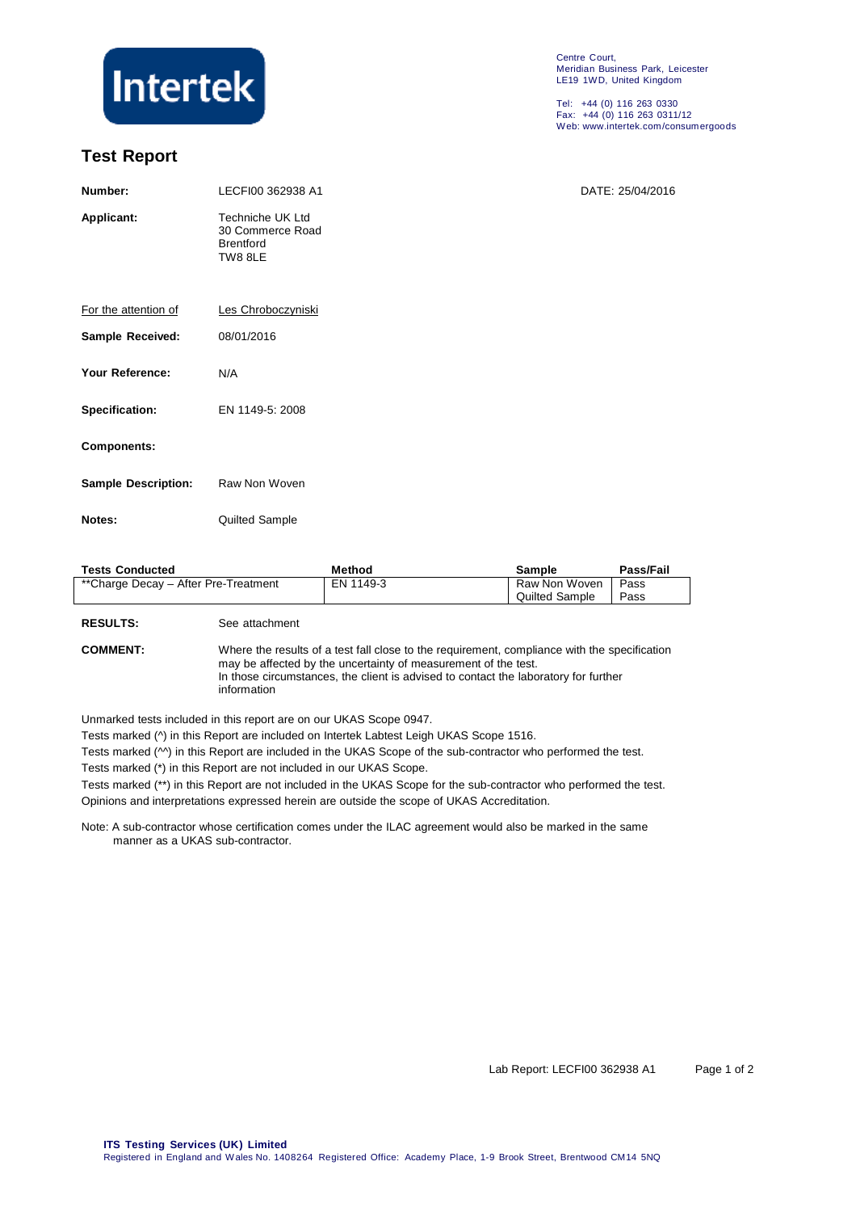Intertek

Centre Court,
Meridian Business Park, Leicester
LE19 1WD, United Kingdom

Tel: +44 (0) 116 263 0330
Fax: +44 (0) 116 263 0311/12
Web: www.intertek.com/consumergoods

# Test Report

**Number:** LECFI00 362938 A1 DATE: 25/04/2016

**Applicant:** Techniche UK Ltd
30 Commerce Road
Brentford
TW8 8LE

For the attention of Les Chroboczyniski

**Sample Received:** 08/01/2016

**Your Reference:** N/A

**Specification:** EN 1149-5: 2008

**Components:**

**Sample Description:** Raw Non Woven

**Notes:** Quilted Sample

| Tests Conducted | Method | Sample | Pass/Fail |
|---|---|---|---|
| **Charge Decay – After Pre-Treatment | EN 1149-3 | Raw Non Woven | Pass |
| | | Quilted Sample | Pass |

**RESULTS:** See attachment

**COMMENT:** Where the results of a test fall close to the requirement, compliance with the specification may be affected by the uncertainty of measurement of the test.
In those circumstances, the client is advised to contact the laboratory for further information

Unmarked tests included in this report are on our UKAS Scope 0947.

Tests marked (^) in this Report are included on Intertek Labtest Leigh UKAS Scope 1516.

Tests marked (^^) in this Report are included in the UKAS Scope of the sub-contractor who performed the test.

Tests marked (*) in this Report are not included in our UKAS Scope.

Tests marked (**) in this Report are not included in the UKAS Scope for the sub-contractor who performed the test.

Opinions and interpretations expressed herein are outside the scope of UKAS Accreditation.

Note: A sub-contractor whose certification comes under the ILAC agreement would also be marked in the same manner as a UKAS sub-contractor.

Lab Report: LECFI00 362938 A1

**ITS Testing Services (UK) Limited**
Registered in England and Wales No. 1408264 Registered Office: Academy Place, 1-9 Brook Street, Brentwood CM14 5NQ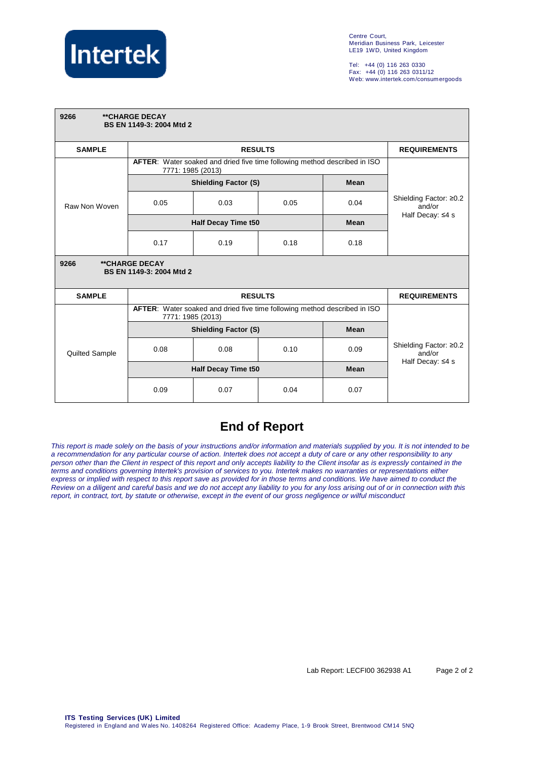Centre Court,
Meridian Business Park, Leicester
LE19 1WD, United Kingdom

Tel: +44 (0) 116 263 0330
Fax: +44 (0) 116 263 0311/12
Web: www.intertek.com/consumergoods

| 9266 | **CHARGE DECAY BS EN 1149-3: 2004 Mtd 2** | | | | |
|---|---|---|---|---|---|
| **SAMPLE** | **RESULTS** | | | | **REQUIREMENTS** |
| Raw Non Woven | **AFTER**: Water soaked and dried five time following method described in ISO 7771: 1985 (2013) | | | | Shielding Factor: ≥0.2 and/or Half Decay: ≤4 s |
| | **Shielding Factor (S)** | | | **Mean** | |
| | 0.05 | 0.03 | 0.05 | 0.04 | |
| | **Half Decay Time t50** | | | **Mean** | |
| | 0.17 | 0.19 | 0.18 | 0.18 | |

| 9266 | **CHARGE DECAY BS EN 1149-3: 2004 Mtd 2** | | | | |
|---|---|---|---|---|---|
| **SAMPLE** | **RESULTS** | | | | **REQUIREMENTS** |
| Quilted Sample | **AFTER**: Water soaked and dried five time following method described in ISO 7771: 1985 (2013) | | | | Shielding Factor: ≥0.2 and/or Half Decay: ≤4 s |
| | **Shielding Factor (S)** | | | **Mean** | |
| | 0.08 | 0.08 | 0.10 | 0.09 | |
| | **Half Decay Time t50** | | | **Mean** | |
| | 0.09 | 0.07 | 0.04 | 0.07 | |

## End of Report

*This report is made solely on the basis of your instructions and/or information and materials supplied by you. It is not intended to be a recommendation for any particular course of action. Intertek does not accept a duty of care or any other responsibility to any person other than the Client in respect of this report and only accepts liability to the Client insofar as is expressly contained in the terms and conditions governing Intertek's provision of services to you. Intertek makes no warranties or representations either express or implied with respect to this report save as provided for in those terms and conditions. We have aimed to conduct the Review on a diligent and careful basis and we do not accept any liability to you for any loss arising out of or in connection with this report, in contract, tort, by statute or otherwise, except in the event of our gross negligence or wilful misconduct*

Lab Report: LECFI00 362938 A1

**ITS Testing Services (UK) Limited**
Registered in England and Wales No. 1408264 Registered Office: Academy Place, 1-9 Brook Street, Brentwood CM14 5NQ